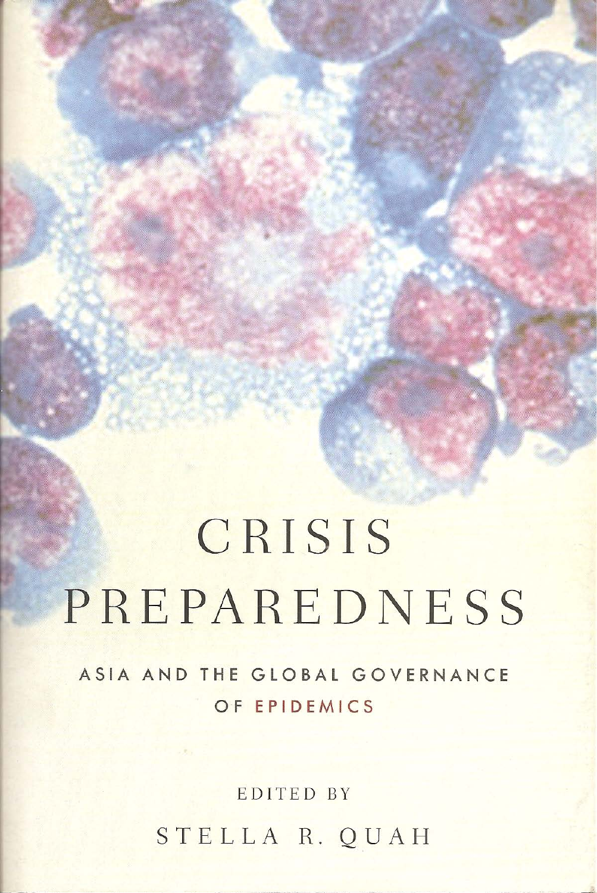# CRISIS PREPAREDNESS

## ASIA AND THE GLOBAL GOVERNANCE OF EPIDEMICS

EDITED BY

STELLA R. QUAH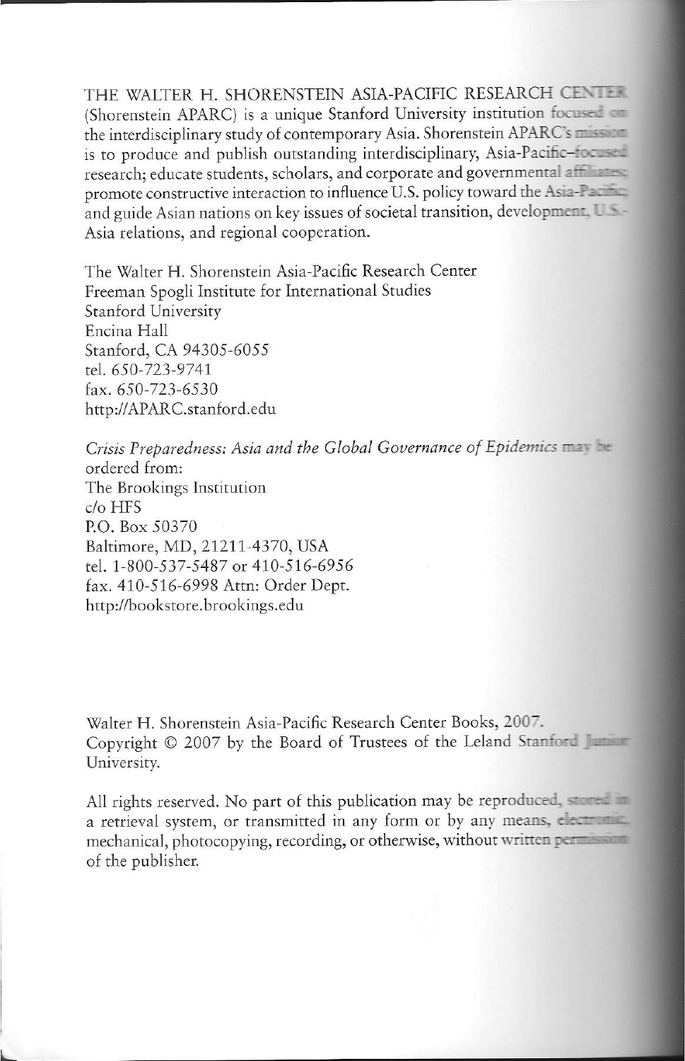THE WALTER H. SHORENSTEIN ASIA-PACIFIC RESEARCH CENTER (Shorenstein APARC) is a unique Stanford University institution focused on the interdisciplinary study of contemporary Asia. Shorenstein APARC's mission is to produce and publish outstanding interdisciplinary, Asia-Pacific–focused research; educate students, scholars, and corporate and governmental affiliates; promote constructive interaction to influence U.S. policy toward the Asia-Pacific; and guide Asian nations on key issues of societal transition, development, U.S.-Asia relations, and regional cooperation.

The Walter H. Shorenstein Asia-Pacific Research Center
Freeman Spogli Institute for International Studies
Stanford University
Encina Hall
Stanford, CA 94305-6055
tel. 650-723-9741
fax. 650-723-6530
http://APARC.stanford.edu

*Crisis Preparedness: Asia and the Global Governance of Epidemics* may be ordered from:
The Brookings Institution
c/o HFS
P.O. Box 50370
Baltimore, MD, 21211-4370, USA
tel. 1-800-537-5487 or 410-516-6956
fax. 410-516-6998 Attn: Order Dept.
http://bookstore.brookings.edu

Walter H. Shorenstein Asia-Pacific Research Center Books, 2007.
Copyright © 2007 by the Board of Trustees of the Leland Stanford Junior University.

All rights reserved. No part of this publication may be reproduced, stored in a retrieval system, or transmitted in any form or by any means, electronic, mechanical, photocopying, recording, or otherwise, without written permission of the publisher.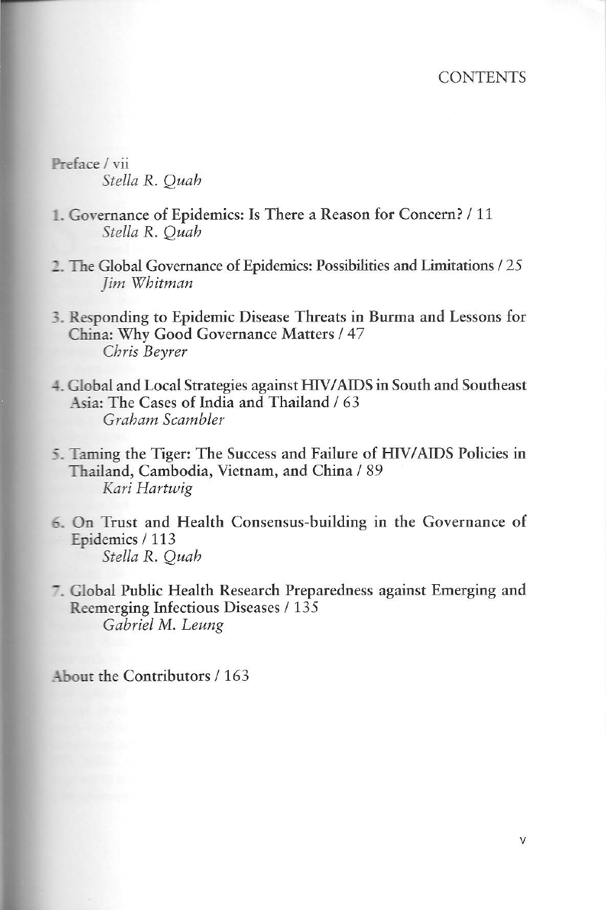# CONTENTS

Preface / vii
*Stella R. Quah*

1. Governance of Epidemics: Is There a Reason for Concern? / 11
   *Stella R. Quah*

2. The Global Governance of Epidemics: Possibilities and Limitations / 25
   *Jim Whitman*

3. Responding to Epidemic Disease Threats in Burma and Lessons for China: Why Good Governance Matters / 47
   *Chris Beyrer*

4. Global and Local Strategies against HIV/AIDS in South and Southeast Asia: The Cases of India and Thailand / 63
   *Graham Scambler*

5. Taming the Tiger: The Success and Failure of HIV/AIDS Policies in Thailand, Cambodia, Vietnam, and China / 89
   *Kari Hartwig*

6. On Trust and Health Consensus-building in the Governance of Epidemics / 113
   *Stella R. Quah*

7. Global Public Health Research Preparedness against Emerging and Reemerging Infectious Diseases / 135
   *Gabriel M. Leung*

About the Contributors / 163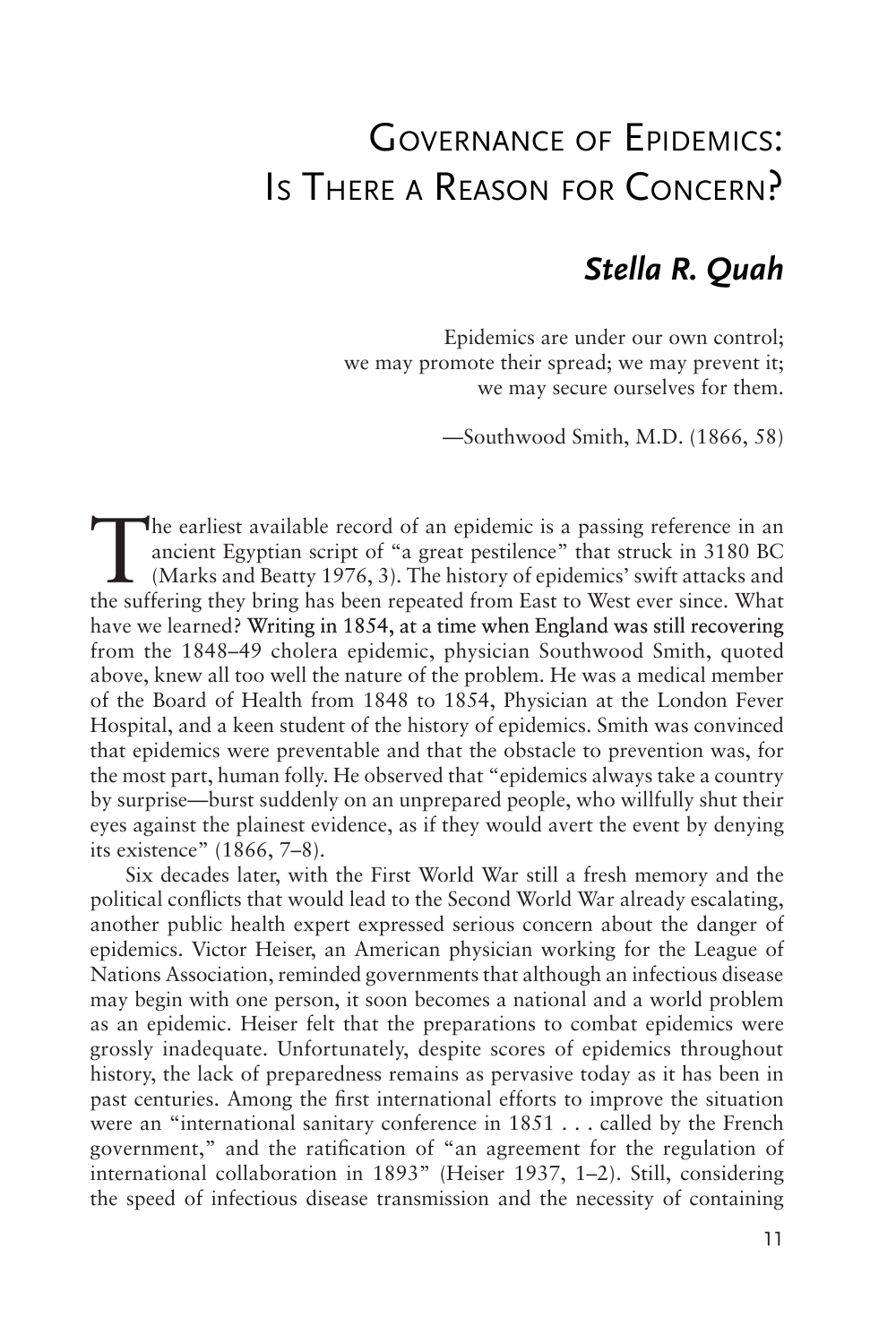# Governance of Epidemics: Is There a Reason for Concern?

## *Stella R. Quah*

Epidemics are under our own control;
we may promote their spread; we may prevent it;
we may secure ourselves for them.

—Southwood Smith, M.D. (1866, 58)

The earliest available record of an epidemic is a passing reference in an ancient Egyptian script of "a great pestilence" that struck in 3180 BC (Marks and Beatty 1976, 3). The history of epidemics' swift attacks and the suffering they bring has been repeated from East to West ever since. What have we learned? Writing in 1854, at a time when England was still recovering from the 1848–49 cholera epidemic, physician Southwood Smith, quoted above, knew all too well the nature of the problem. He was a medical member of the Board of Health from 1848 to 1854, Physician at the London Fever Hospital, and a keen student of the history of epidemics. Smith was convinced that epidemics were preventable and that the obstacle to prevention was, for the most part, human folly. He observed that "epidemics always take a country by surprise—burst suddenly on an unprepared people, who willfully shut their eyes against the plainest evidence, as if they would avert the event by denying its existence" (1866, 7–8).

Six decades later, with the First World War still a fresh memory and the political conflicts that would lead to the Second World War already escalating, another public health expert expressed serious concern about the danger of epidemics. Victor Heiser, an American physician working for the League of Nations Association, reminded governments that although an infectious disease may begin with one person, it soon becomes a national and a world problem as an epidemic. Heiser felt that the preparations to combat epidemics were grossly inadequate. Unfortunately, despite scores of epidemics throughout history, the lack of preparedness remains as pervasive today as it has been in past centuries. Among the first international efforts to improve the situation were an "international sanitary conference in 1851 . . . called by the French government," and the ratification of "an agreement for the regulation of international collaboration in 1893" (Heiser 1937, 1–2). Still, considering the speed of infectious disease transmission and the necessity of containing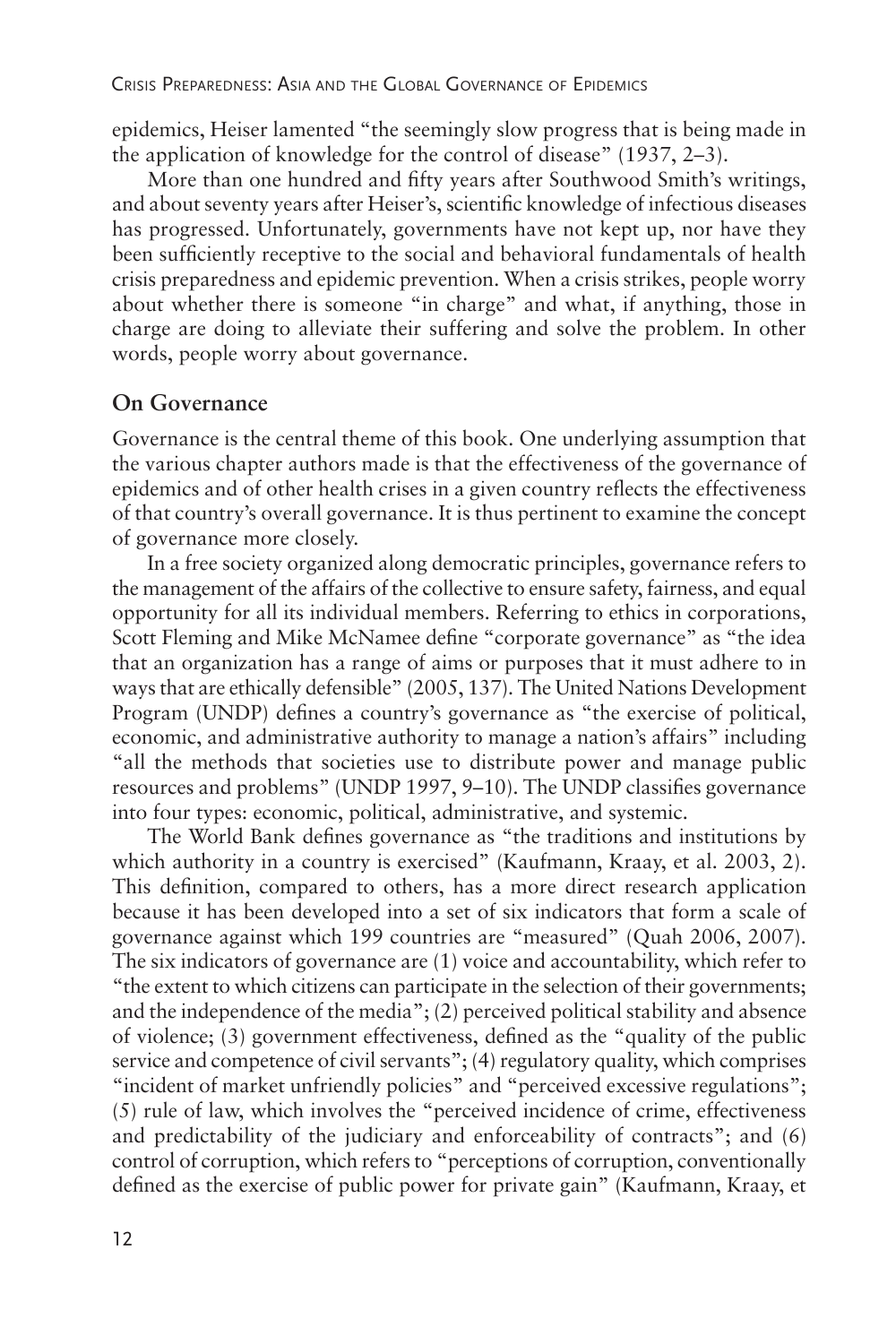epidemics, Heiser lamented "the seemingly slow progress that is being made in the application of knowledge for the control of disease" (1937, 2–3).

More than one hundred and fifty years after Southwood Smith's writings, and about seventy years after Heiser's, scientific knowledge of infectious diseases has progressed. Unfortunately, governments have not kept up, nor have they been sufficiently receptive to the social and behavioral fundamentals of health crisis preparedness and epidemic prevention. When a crisis strikes, people worry about whether there is someone "in charge" and what, if anything, those in charge are doing to alleviate their suffering and solve the problem. In other words, people worry about governance.

## On Governance

Governance is the central theme of this book. One underlying assumption that the various chapter authors made is that the effectiveness of the governance of epidemics and of other health crises in a given country reflects the effectiveness of that country's overall governance. It is thus pertinent to examine the concept of governance more closely.

In a free society organized along democratic principles, governance refers to the management of the affairs of the collective to ensure safety, fairness, and equal opportunity for all its individual members. Referring to ethics in corporations, Scott Fleming and Mike McNamee define "corporate governance" as "the idea that an organization has a range of aims or purposes that it must adhere to in ways that are ethically defensible" (2005, 137). The United Nations Development Program (UNDP) defines a country's governance as "the exercise of political, economic, and administrative authority to manage a nation's affairs" including "all the methods that societies use to distribute power and manage public resources and problems" (UNDP 1997, 9–10). The UNDP classifies governance into four types: economic, political, administrative, and systemic.

The World Bank defines governance as "the traditions and institutions by which authority in a country is exercised" (Kaufmann, Kraay, et al. 2003, 2). This definition, compared to others, has a more direct research application because it has been developed into a set of six indicators that form a scale of governance against which 199 countries are "measured" (Quah 2006, 2007). The six indicators of governance are (1) voice and accountability, which refer to "the extent to which citizens can participate in the selection of their governments; and the independence of the media"; (2) perceived political stability and absence of violence; (3) government effectiveness, defined as the "quality of the public service and competence of civil servants"; (4) regulatory quality, which comprises "incident of market unfriendly policies" and "perceived excessive regulations"; (5) rule of law, which involves the "perceived incidence of crime, effectiveness and predictability of the judiciary and enforceability of contracts"; and (6) control of corruption, which refers to "perceptions of corruption, conventionally defined as the exercise of public power for private gain" (Kaufmann, Kraay, et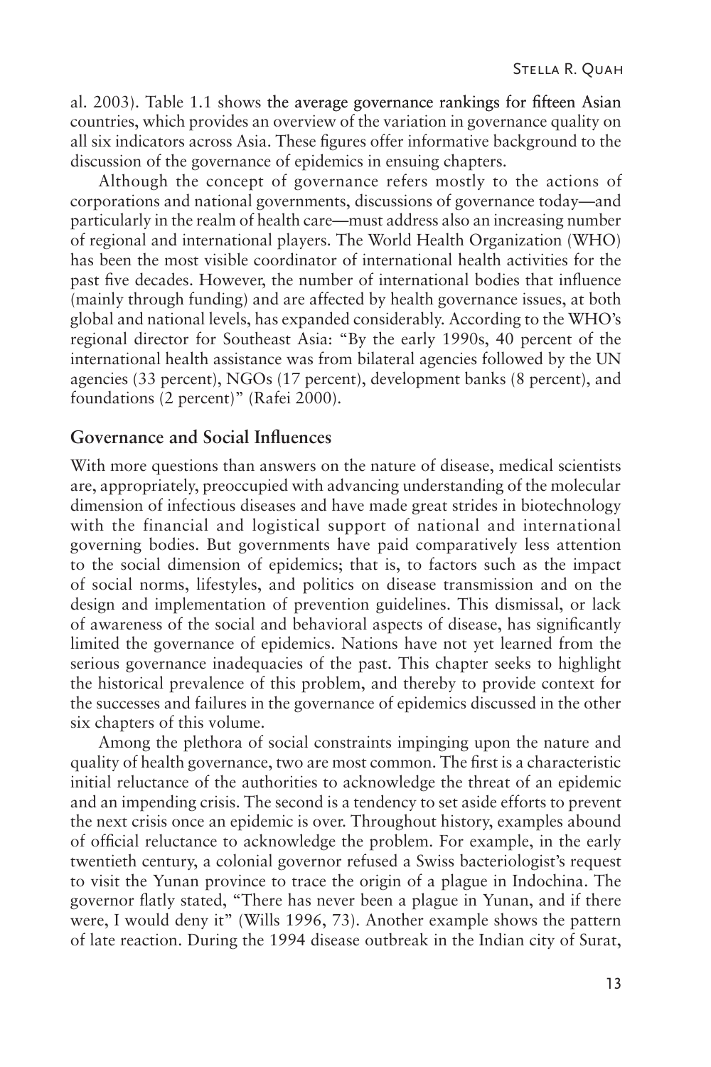al. 2003). Table 1.1 shows the average governance rankings for fifteen Asian countries, which provides an overview of the variation in governance quality on all six indicators across Asia. These figures offer informative background to the discussion of the governance of epidemics in ensuing chapters.

Although the concept of governance refers mostly to the actions of corporations and national governments, discussions of governance today—and particularly in the realm of health care—must address also an increasing number of regional and international players. The World Health Organization (WHO) has been the most visible coordinator of international health activities for the past five decades. However, the number of international bodies that influence (mainly through funding) and are affected by health governance issues, at both global and national levels, has expanded considerably. According to the WHO's regional director for Southeast Asia: "By the early 1990s, 40 percent of the international health assistance was from bilateral agencies followed by the UN agencies (33 percent), NGOs (17 percent), development banks (8 percent), and foundations (2 percent)" (Rafei 2000).

## Governance and Social Influences

With more questions than answers on the nature of disease, medical scientists are, appropriately, preoccupied with advancing understanding of the molecular dimension of infectious diseases and have made great strides in biotechnology with the financial and logistical support of national and international governing bodies. But governments have paid comparatively less attention to the social dimension of epidemics; that is, to factors such as the impact of social norms, lifestyles, and politics on disease transmission and on the design and implementation of prevention guidelines. This dismissal, or lack of awareness of the social and behavioral aspects of disease, has significantly limited the governance of epidemics. Nations have not yet learned from the serious governance inadequacies of the past. This chapter seeks to highlight the historical prevalence of this problem, and thereby to provide context for the successes and failures in the governance of epidemics discussed in the other six chapters of this volume.

Among the plethora of social constraints impinging upon the nature and quality of health governance, two are most common. The first is a characteristic initial reluctance of the authorities to acknowledge the threat of an epidemic and an impending crisis. The second is a tendency to set aside efforts to prevent the next crisis once an epidemic is over. Throughout history, examples abound of official reluctance to acknowledge the problem. For example, in the early twentieth century, a colonial governor refused a Swiss bacteriologist's request to visit the Yunan province to trace the origin of a plague in Indochina. The governor flatly stated, "There has never been a plague in Yunan, and if there were, I would deny it" (Wills 1996, 73). Another example shows the pattern of late reaction. During the 1994 disease outbreak in the Indian city of Surat,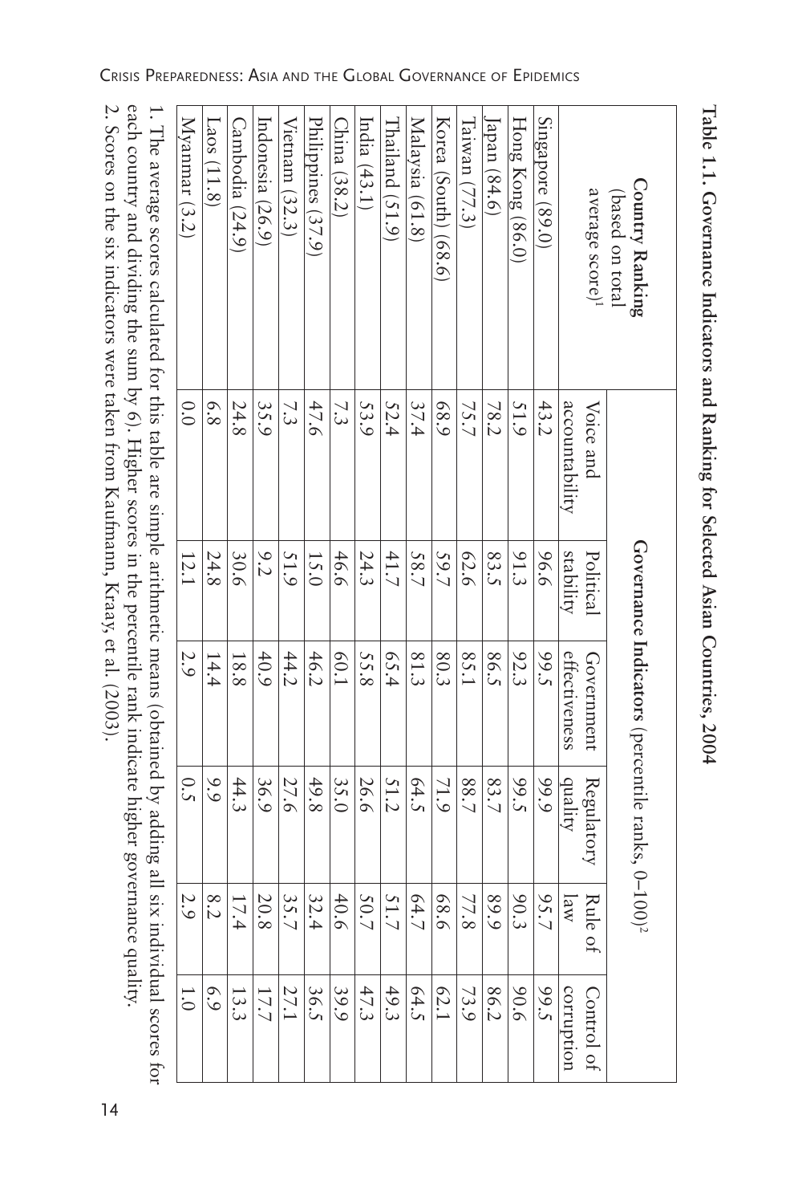**Table 1.1. Governance Indicators and Ranking for Selected Asian Countries, 2004**

| Country Ranking (based on total average score)[1] | Governance Indicators (percentile ranks, 0–100)[2] | | | | | |
|---|---|---|---|---|---|---|
| | Voice and accountability | Political stability | Government effectiveness | Regulatory quality | Rule of law | Control of corruption |
| Singapore (89.0) | 43.2 | 96.6 | 99.5 | 99.9 | 95.7 | 99.5 |
| Hong Kong (86.0) | 51.9 | 91.3 | 92.3 | 99.5 | 90.3 | 90.6 |
| Japan (84.6) | 78.2 | 83.5 | 86.5 | 83.7 | 89.9 | 86.2 |
| Taiwan (77.3) | 75.7 | 62.6 | 85.1 | 88.7 | 77.8 | 73.9 |
| Korea (South) (68.6) | 68.9 | 59.7 | 80.3 | 71.9 | 68.6 | 62.1 |
| Malaysia (61.8) | 37.4 | 58.7 | 81.3 | 64.5 | 64.7 | 64.5 |
| Thailand (51.9) | 52.4 | 41.7 | 65.4 | 51.2 | 51.7 | 49.3 |
| India (43.1) | 53.9 | 24.3 | 55.8 | 26.6 | 50.7 | 47.3 |
| China (38.2) | 7.3 | 46.6 | 60.1 | 35.0 | 40.6 | 39.9 |
| Philippines (37.9) | 47.6 | 15.0 | 46.2 | 49.8 | 32.4 | 36.5 |
| Vietnam (32.3) | 7.3 | 51.9 | 44.2 | 27.6 | 35.7 | 27.1 |
| Indonesia (26.9) | 35.9 | 9.2 | 40.9 | 36.9 | 20.8 | 17.7 |
| Cambodia (24.9) | 24.8 | 30.6 | 18.8 | 44.3 | 17.4 | 13.3 |
| Laos (11.8) | 6.8 | 24.8 | 14.4 | 9.9 | 8.2 | 6.9 |
| Myanmar (3.2) | 0.0 | 12.1 | 2.9 | 0.5 | 2.9 | 1.0 |

1. The average scores calculated for this table are simple arithmetic means (obtained by adding all six individual scores for each country and dividing the sum by 6). Higher scores in the percentile rank indicate higher governance quality.
2. Scores on the six indicators were taken from Kaufmann, Kraay, et al. (2003).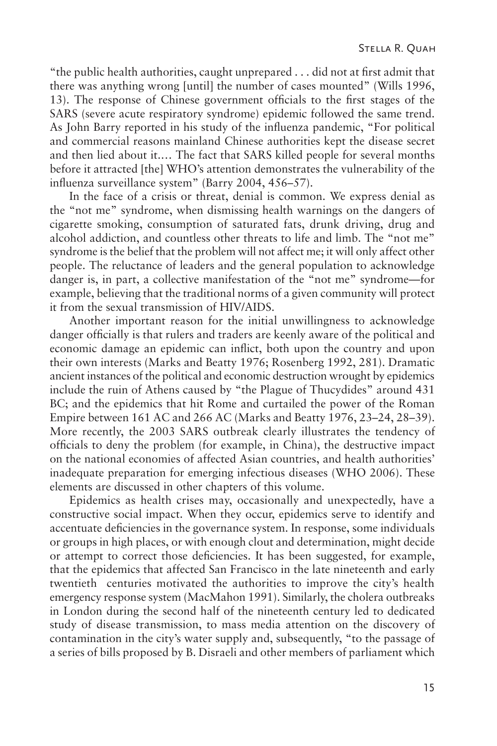"the public health authorities, caught unprepared . . . did not at first admit that there was anything wrong [until] the number of cases mounted" (Wills 1996, 13). The response of Chinese government officials to the first stages of the SARS (severe acute respiratory syndrome) epidemic followed the same trend. As John Barry reported in his study of the influenza pandemic, "For political and commercial reasons mainland Chinese authorities kept the disease secret and then lied about it.… The fact that SARS killed people for several months before it attracted [the] WHO's attention demonstrates the vulnerability of the influenza surveillance system" (Barry 2004, 456–57).

In the face of a crisis or threat, denial is common. We express denial as the "not me" syndrome, when dismissing health warnings on the dangers of cigarette smoking, consumption of saturated fats, drunk driving, drug and alcohol addiction, and countless other threats to life and limb. The "not me" syndrome is the belief that the problem will not affect me; it will only affect other people. The reluctance of leaders and the general population to acknowledge danger is, in part, a collective manifestation of the "not me" syndrome—for example, believing that the traditional norms of a given community will protect it from the sexual transmission of HIV/AIDS.

Another important reason for the initial unwillingness to acknowledge danger officially is that rulers and traders are keenly aware of the political and economic damage an epidemic can inflict, both upon the country and upon their own interests (Marks and Beatty 1976; Rosenberg 1992, 281). Dramatic ancient instances of the political and economic destruction wrought by epidemics include the ruin of Athens caused by "the Plague of Thucydides" around 431 BC; and the epidemics that hit Rome and curtailed the power of the Roman Empire between 161 AC and 266 AC (Marks and Beatty 1976, 23–24, 28–39). More recently, the 2003 SARS outbreak clearly illustrates the tendency of officials to deny the problem (for example, in China), the destructive impact on the national economies of affected Asian countries, and health authorities' inadequate preparation for emerging infectious diseases (WHO 2006). These elements are discussed in other chapters of this volume.

Epidemics as health crises may, occasionally and unexpectedly, have a constructive social impact. When they occur, epidemics serve to identify and accentuate deficiencies in the governance system. In response, some individuals or groups in high places, or with enough clout and determination, might decide or attempt to correct those deficiencies. It has been suggested, for example, that the epidemics that affected San Francisco in the late nineteenth and early twentieth centuries motivated the authorities to improve the city's health emergency response system (MacMahon 1991). Similarly, the cholera outbreaks in London during the second half of the nineteenth century led to dedicated study of disease transmission, to mass media attention on the discovery of contamination in the city's water supply and, subsequently, "to the passage of a series of bills proposed by B. Disraeli and other members of parliament which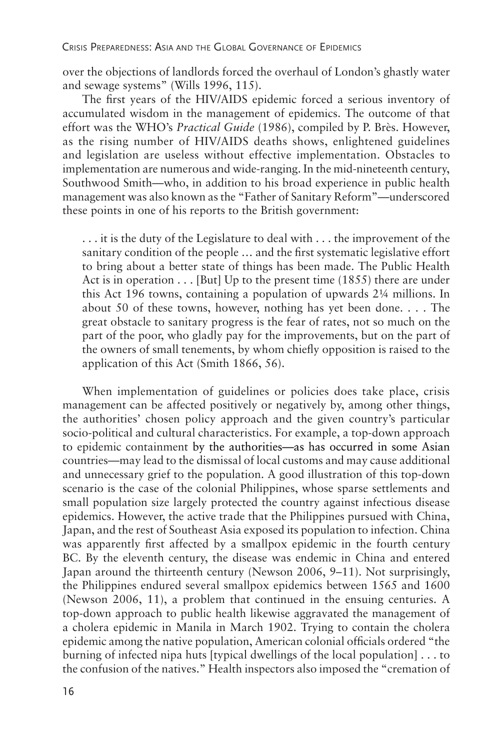over the objections of landlords forced the overhaul of London's ghastly water and sewage systems" (Wills 1996, 115).

The first years of the HIV/AIDS epidemic forced a serious inventory of accumulated wisdom in the management of epidemics. The outcome of that effort was the WHO's *Practical Guide* (1986), compiled by P. Brès. However, as the rising number of HIV/AIDS deaths shows, enlightened guidelines and legislation are useless without effective implementation. Obstacles to implementation are numerous and wide-ranging. In the mid-nineteenth century, Southwood Smith—who, in addition to his broad experience in public health management was also known as the "Father of Sanitary Reform"—underscored these points in one of his reports to the British government:

> . . . it is the duty of the Legislature to deal with . . . the improvement of the sanitary condition of the people … and the first systematic legislative effort to bring about a better state of things has been made. The Public Health Act is in operation . . . [But] Up to the present time (1855) there are under this Act 196 towns, containing a population of upwards 2¼ millions. In about 50 of these towns, however, nothing has yet been done. . . . The great obstacle to sanitary progress is the fear of rates, not so much on the part of the poor, who gladly pay for the improvements, but on the part of the owners of small tenements, by whom chiefly opposition is raised to the application of this Act (Smith 1866, 56).

When implementation of guidelines or policies does take place, crisis management can be affected positively or negatively by, among other things, the authorities' chosen policy approach and the given country's particular socio-political and cultural characteristics. For example, a top-down approach to epidemic containment by the authorities—as has occurred in some Asian countries—may lead to the dismissal of local customs and may cause additional and unnecessary grief to the population. A good illustration of this top-down scenario is the case of the colonial Philippines, whose sparse settlements and small population size largely protected the country against infectious disease epidemics. However, the active trade that the Philippines pursued with China, Japan, and the rest of Southeast Asia exposed its population to infection. China was apparently first affected by a smallpox epidemic in the fourth century BC. By the eleventh century, the disease was endemic in China and entered Japan around the thirteenth century (Newson 2006, 9–11). Not surprisingly, the Philippines endured several smallpox epidemics between 1565 and 1600 (Newson 2006, 11), a problem that continued in the ensuing centuries. A top-down approach to public health likewise aggravated the management of a cholera epidemic in Manila in March 1902. Trying to contain the cholera epidemic among the native population, American colonial officials ordered "the burning of infected nipa huts [typical dwellings of the local population] . . . to the confusion of the natives." Health inspectors also imposed the "cremation of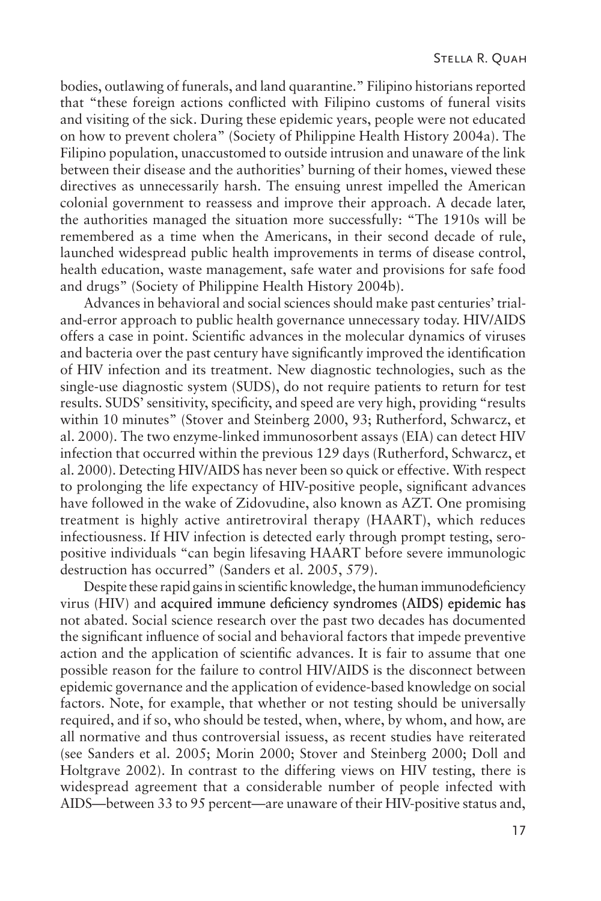bodies, outlawing of funerals, and land quarantine." Filipino historians reported that "these foreign actions conflicted with Filipino customs of funeral visits and visiting of the sick. During these epidemic years, people were not educated on how to prevent cholera" (Society of Philippine Health History 2004a). The Filipino population, unaccustomed to outside intrusion and unaware of the link between their disease and the authorities' burning of their homes, viewed these directives as unnecessarily harsh. The ensuing unrest impelled the American colonial government to reassess and improve their approach. A decade later, the authorities managed the situation more successfully: "The 1910s will be remembered as a time when the Americans, in their second decade of rule, launched widespread public health improvements in terms of disease control, health education, waste management, safe water and provisions for safe food and drugs" (Society of Philippine Health History 2004b).

Advances in behavioral and social sciences should make past centuries' trial-and-error approach to public health governance unnecessary today. HIV/AIDS offers a case in point. Scientific advances in the molecular dynamics of viruses and bacteria over the past century have significantly improved the identification of HIV infection and its treatment. New diagnostic technologies, such as the single-use diagnostic system (SUDS), do not require patients to return for test results. SUDS' sensitivity, specificity, and speed are very high, providing "results within 10 minutes" (Stover and Steinberg 2000, 93; Rutherford, Schwarcz, et al. 2000). The two enzyme-linked immunosorbent assays (EIA) can detect HIV infection that occurred within the previous 129 days (Rutherford, Schwarcz, et al. 2000). Detecting HIV/AIDS has never been so quick or effective. With respect to prolonging the life expectancy of HIV-positive people, significant advances have followed in the wake of Zidovudine, also known as AZT. One promising treatment is highly active antiretroviral therapy (HAART), which reduces infectiousness. If HIV infection is detected early through prompt testing, seropositive individuals "can begin lifesaving HAART before severe immunologic destruction has occurred" (Sanders et al. 2005, 579).

Despite these rapid gains in scientific knowledge, the human immunodeficiency virus (HIV) and acquired immune deficiency syndromes (AIDS) epidemic has not abated. Social science research over the past two decades has documented the significant influence of social and behavioral factors that impede preventive action and the application of scientific advances. It is fair to assume that one possible reason for the failure to control HIV/AIDS is the disconnect between epidemic governance and the application of evidence-based knowledge on social factors. Note, for example, that whether or not testing should be universally required, and if so, who should be tested, when, where, by whom, and how, are all normative and thus controversial issuess, as recent studies have reiterated (see Sanders et al. 2005; Morin 2000; Stover and Steinberg 2000; Doll and Holtgrave 2002). In contrast to the differing views on HIV testing, there is widespread agreement that a considerable number of people infected with AIDS—between 33 to 95 percent—are unaware of their HIV-positive status and,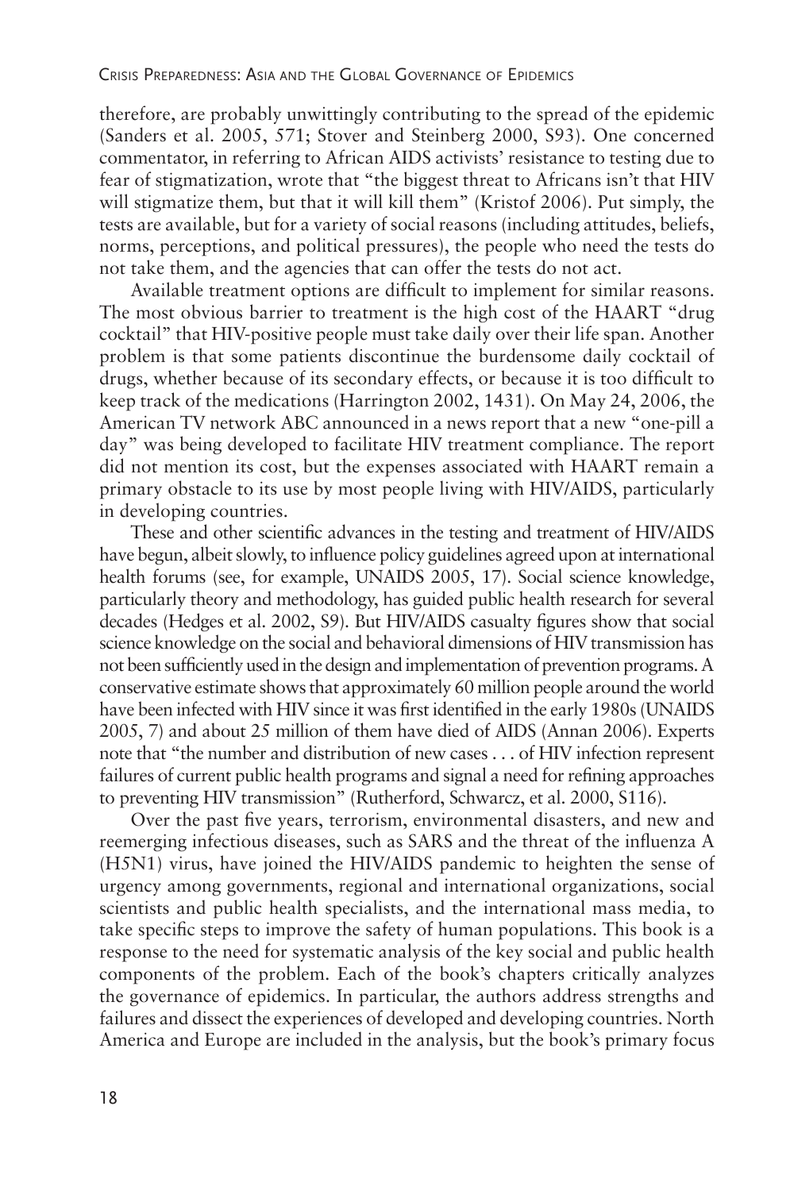therefore, are probably unwittingly contributing to the spread of the epidemic (Sanders et al. 2005, 571; Stover and Steinberg 2000, S93). One concerned commentator, in referring to African AIDS activists' resistance to testing due to fear of stigmatization, wrote that "the biggest threat to Africans isn't that HIV will stigmatize them, but that it will kill them" (Kristof 2006). Put simply, the tests are available, but for a variety of social reasons (including attitudes, beliefs, norms, perceptions, and political pressures), the people who need the tests do not take them, and the agencies that can offer the tests do not act.

Available treatment options are difficult to implement for similar reasons. The most obvious barrier to treatment is the high cost of the HAART "drug cocktail" that HIV-positive people must take daily over their life span. Another problem is that some patients discontinue the burdensome daily cocktail of drugs, whether because of its secondary effects, or because it is too difficult to keep track of the medications (Harrington 2002, 1431). On May 24, 2006, the American TV network ABC announced in a news report that a new "one-pill a day" was being developed to facilitate HIV treatment compliance. The report did not mention its cost, but the expenses associated with HAART remain a primary obstacle to its use by most people living with HIV/AIDS, particularly in developing countries.

These and other scientific advances in the testing and treatment of HIV/AIDS have begun, albeit slowly, to influence policy guidelines agreed upon at international health forums (see, for example, UNAIDS 2005, 17). Social science knowledge, particularly theory and methodology, has guided public health research for several decades (Hedges et al. 2002, S9). But HIV/AIDS casualty figures show that social science knowledge on the social and behavioral dimensions of HIV transmission has not been sufficiently used in the design and implementation of prevention programs. A conservative estimate shows that approximately 60 million people around the world have been infected with HIV since it was first identified in the early 1980s (UNAIDS 2005, 7) and about 25 million of them have died of AIDS (Annan 2006). Experts note that "the number and distribution of new cases . . . of HIV infection represent failures of current public health programs and signal a need for refining approaches to preventing HIV transmission" (Rutherford, Schwarcz, et al. 2000, S116).

Over the past five years, terrorism, environmental disasters, and new and reemerging infectious diseases, such as SARS and the threat of the influenza A (H5N1) virus, have joined the HIV/AIDS pandemic to heighten the sense of urgency among governments, regional and international organizations, social scientists and public health specialists, and the international mass media, to take specific steps to improve the safety of human populations. This book is a response to the need for systematic analysis of the key social and public health components of the problem. Each of the book's chapters critically analyzes the governance of epidemics. In particular, the authors address strengths and failures and dissect the experiences of developed and developing countries. North America and Europe are included in the analysis, but the book's primary focus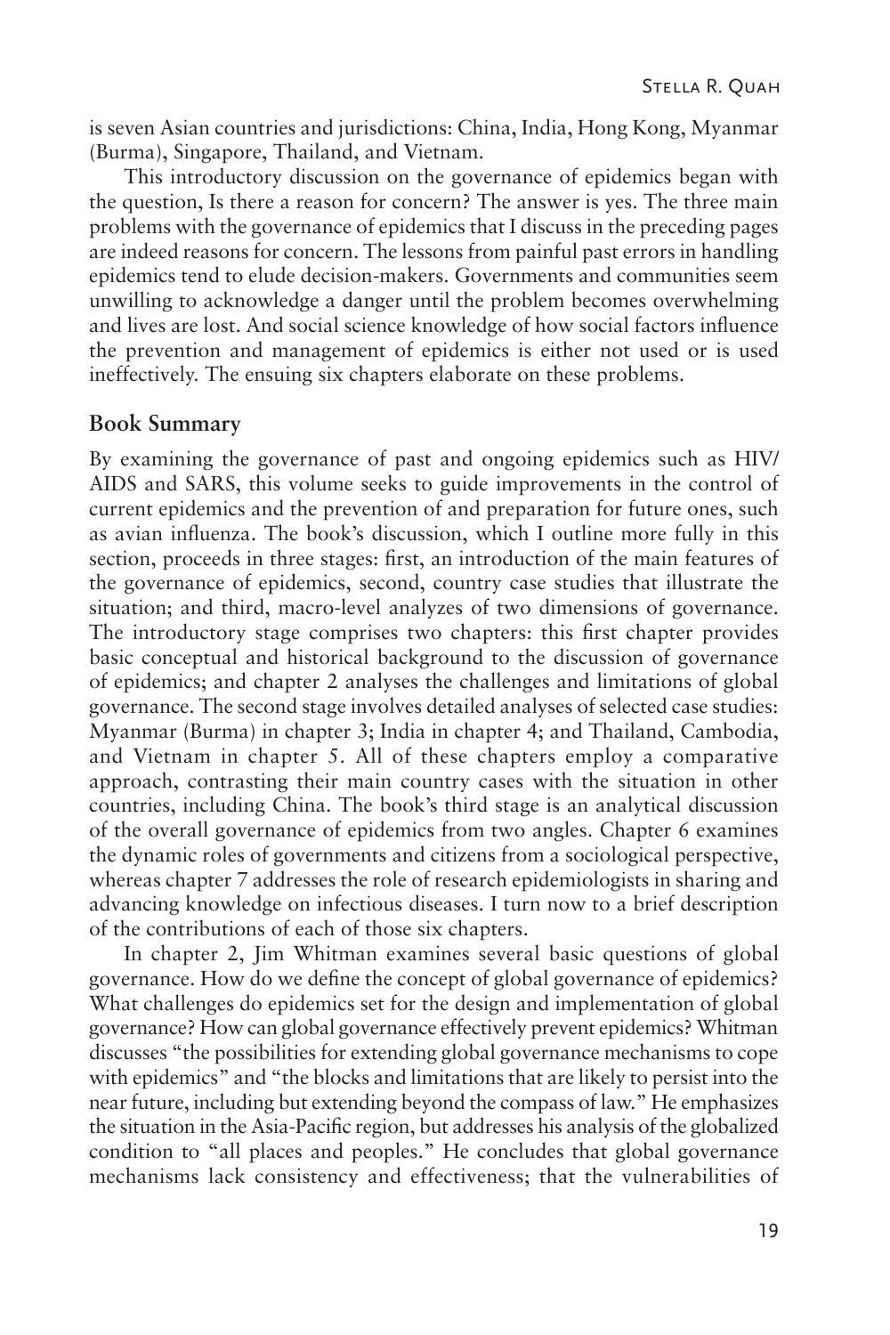is seven Asian countries and jurisdictions: China, India, Hong Kong, Myanmar (Burma), Singapore, Thailand, and Vietnam.

This introductory discussion on the governance of epidemics began with the question, Is there a reason for concern? The answer is yes. The three main problems with the governance of epidemics that I discuss in the preceding pages are indeed reasons for concern. The lessons from painful past errors in handling epidemics tend to elude decision-makers. Governments and communities seem unwilling to acknowledge a danger until the problem becomes overwhelming and lives are lost. And social science knowledge of how social factors influence the prevention and management of epidemics is either not used or is used ineffectively. The ensuing six chapters elaborate on these problems.

## Book Summary

By examining the governance of past and ongoing epidemics such as HIV/AIDS and SARS, this volume seeks to guide improvements in the control of current epidemics and the prevention of and preparation for future ones, such as avian influenza. The book's discussion, which I outline more fully in this section, proceeds in three stages: first, an introduction of the main features of the governance of epidemics, second, country case studies that illustrate the situation; and third, macro-level analyzes of two dimensions of governance. The introductory stage comprises two chapters: this first chapter provides basic conceptual and historical background to the discussion of governance of epidemics; and chapter 2 analyses the challenges and limitations of global governance. The second stage involves detailed analyses of selected case studies: Myanmar (Burma) in chapter 3; India in chapter 4; and Thailand, Cambodia, and Vietnam in chapter 5. All of these chapters employ a comparative approach, contrasting their main country cases with the situation in other countries, including China. The book's third stage is an analytical discussion of the overall governance of epidemics from two angles. Chapter 6 examines the dynamic roles of governments and citizens from a sociological perspective, whereas chapter 7 addresses the role of research epidemiologists in sharing and advancing knowledge on infectious diseases. I turn now to a brief description of the contributions of each of those six chapters.

In chapter 2, Jim Whitman examines several basic questions of global governance. How do we define the concept of global governance of epidemics? What challenges do epidemics set for the design and implementation of global governance? How can global governance effectively prevent epidemics? Whitman discusses "the possibilities for extending global governance mechanisms to cope with epidemics" and "the blocks and limitations that are likely to persist into the near future, including but extending beyond the compass of law." He emphasizes the situation in the Asia-Pacific region, but addresses his analysis of the globalized condition to "all places and peoples." He concludes that global governance mechanisms lack consistency and effectiveness; that the vulnerabilities of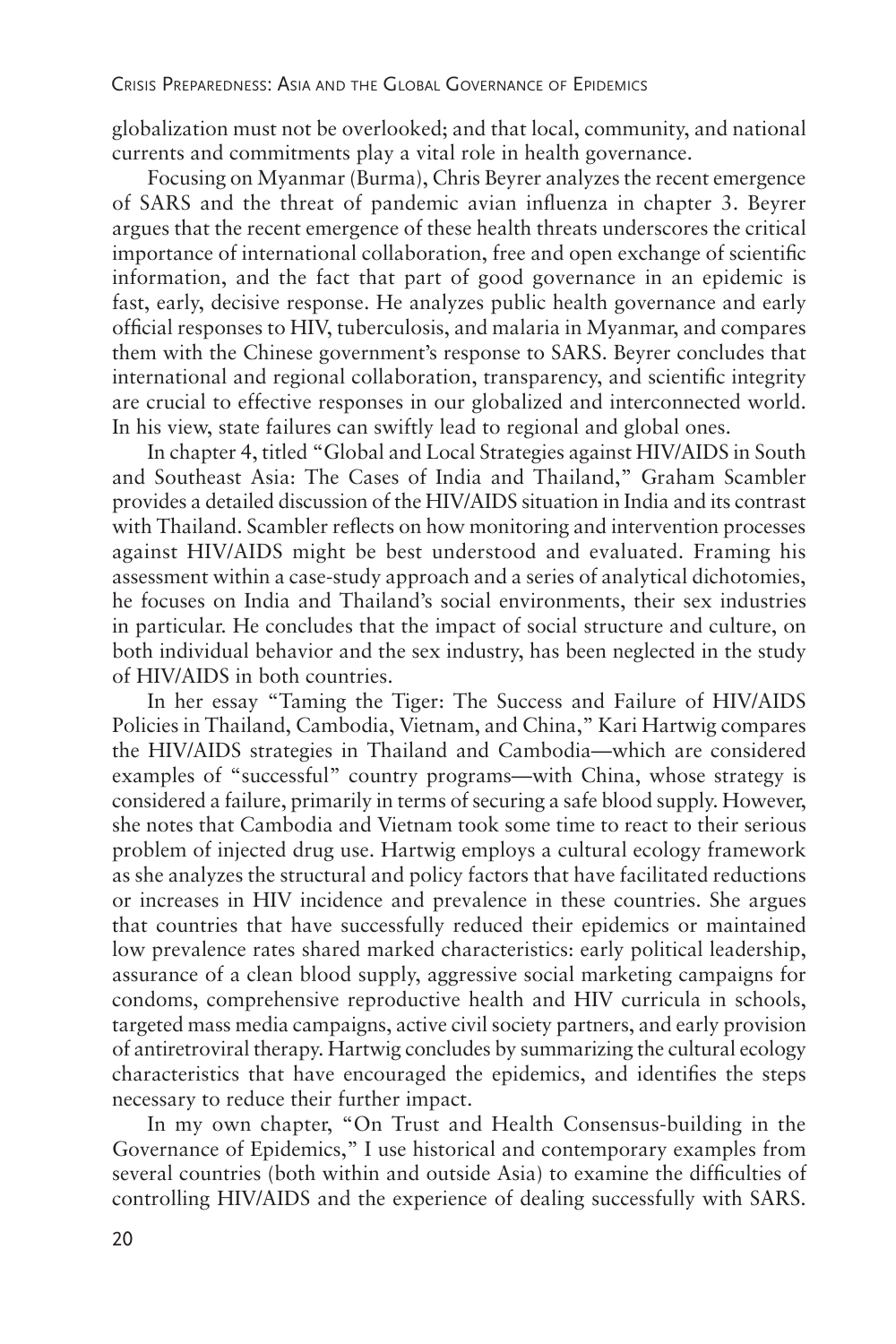globalization must not be overlooked; and that local, community, and national currents and commitments play a vital role in health governance.

Focusing on Myanmar (Burma), Chris Beyrer analyzes the recent emergence of SARS and the threat of pandemic avian influenza in chapter 3. Beyrer argues that the recent emergence of these health threats underscores the critical importance of international collaboration, free and open exchange of scientific information, and the fact that part of good governance in an epidemic is fast, early, decisive response. He analyzes public health governance and early official responses to HIV, tuberculosis, and malaria in Myanmar, and compares them with the Chinese government's response to SARS. Beyrer concludes that international and regional collaboration, transparency, and scientific integrity are crucial to effective responses in our globalized and interconnected world. In his view, state failures can swiftly lead to regional and global ones.

In chapter 4, titled "Global and Local Strategies against HIV/AIDS in South and Southeast Asia: The Cases of India and Thailand," Graham Scambler provides a detailed discussion of the HIV/AIDS situation in India and its contrast with Thailand. Scambler reflects on how monitoring and intervention processes against HIV/AIDS might be best understood and evaluated. Framing his assessment within a case-study approach and a series of analytical dichotomies, he focuses on India and Thailand's social environments, their sex industries in particular. He concludes that the impact of social structure and culture, on both individual behavior and the sex industry, has been neglected in the study of HIV/AIDS in both countries.

In her essay "Taming the Tiger: The Success and Failure of HIV/AIDS Policies in Thailand, Cambodia, Vietnam, and China," Kari Hartwig compares the HIV/AIDS strategies in Thailand and Cambodia—which are considered examples of "successful" country programs—with China, whose strategy is considered a failure, primarily in terms of securing a safe blood supply. However, she notes that Cambodia and Vietnam took some time to react to their serious problem of injected drug use. Hartwig employs a cultural ecology framework as she analyzes the structural and policy factors that have facilitated reductions or increases in HIV incidence and prevalence in these countries. She argues that countries that have successfully reduced their epidemics or maintained low prevalence rates shared marked characteristics: early political leadership, assurance of a clean blood supply, aggressive social marketing campaigns for condoms, comprehensive reproductive health and HIV curricula in schools, targeted mass media campaigns, active civil society partners, and early provision of antiretroviral therapy. Hartwig concludes by summarizing the cultural ecology characteristics that have encouraged the epidemics, and identifies the steps necessary to reduce their further impact.

In my own chapter, "On Trust and Health Consensus-building in the Governance of Epidemics," I use historical and contemporary examples from several countries (both within and outside Asia) to examine the difficulties of controlling HIV/AIDS and the experience of dealing successfully with SARS.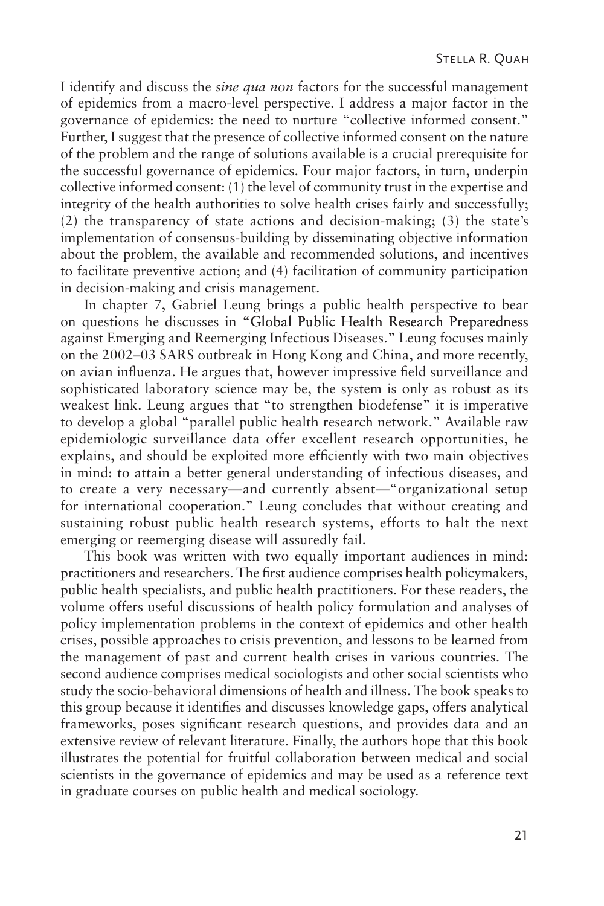I identify and discuss the *sine qua non* factors for the successful management of epidemics from a macro-level perspective. I address a major factor in the governance of epidemics: the need to nurture "collective informed consent." Further, I suggest that the presence of collective informed consent on the nature of the problem and the range of solutions available is a crucial prerequisite for the successful governance of epidemics. Four major factors, in turn, underpin collective informed consent: (1) the level of community trust in the expertise and integrity of the health authorities to solve health crises fairly and successfully; (2) the transparency of state actions and decision-making; (3) the state's implementation of consensus-building by disseminating objective information about the problem, the available and recommended solutions, and incentives to facilitate preventive action; and (4) facilitation of community participation in decision-making and crisis management.

In chapter 7, Gabriel Leung brings a public health perspective to bear on questions he discusses in "Global Public Health Research Preparedness against Emerging and Reemerging Infectious Diseases." Leung focuses mainly on the 2002–03 SARS outbreak in Hong Kong and China, and more recently, on avian influenza. He argues that, however impressive field surveillance and sophisticated laboratory science may be, the system is only as robust as its weakest link. Leung argues that "to strengthen biodefense" it is imperative to develop a global "parallel public health research network." Available raw epidemiologic surveillance data offer excellent research opportunities, he explains, and should be exploited more efficiently with two main objectives in mind: to attain a better general understanding of infectious diseases, and to create a very necessary—and currently absent—"organizational setup for international cooperation." Leung concludes that without creating and sustaining robust public health research systems, efforts to halt the next emerging or reemerging disease will assuredly fail.

This book was written with two equally important audiences in mind: practitioners and researchers. The first audience comprises health policymakers, public health specialists, and public health practitioners. For these readers, the volume offers useful discussions of health policy formulation and analyses of policy implementation problems in the context of epidemics and other health crises, possible approaches to crisis prevention, and lessons to be learned from the management of past and current health crises in various countries. The second audience comprises medical sociologists and other social scientists who study the socio-behavioral dimensions of health and illness. The book speaks to this group because it identifies and discusses knowledge gaps, offers analytical frameworks, poses significant research questions, and provides data and an extensive review of relevant literature. Finally, the authors hope that this book illustrates the potential for fruitful collaboration between medical and social scientists in the governance of epidemics and may be used as a reference text in graduate courses on public health and medical sociology.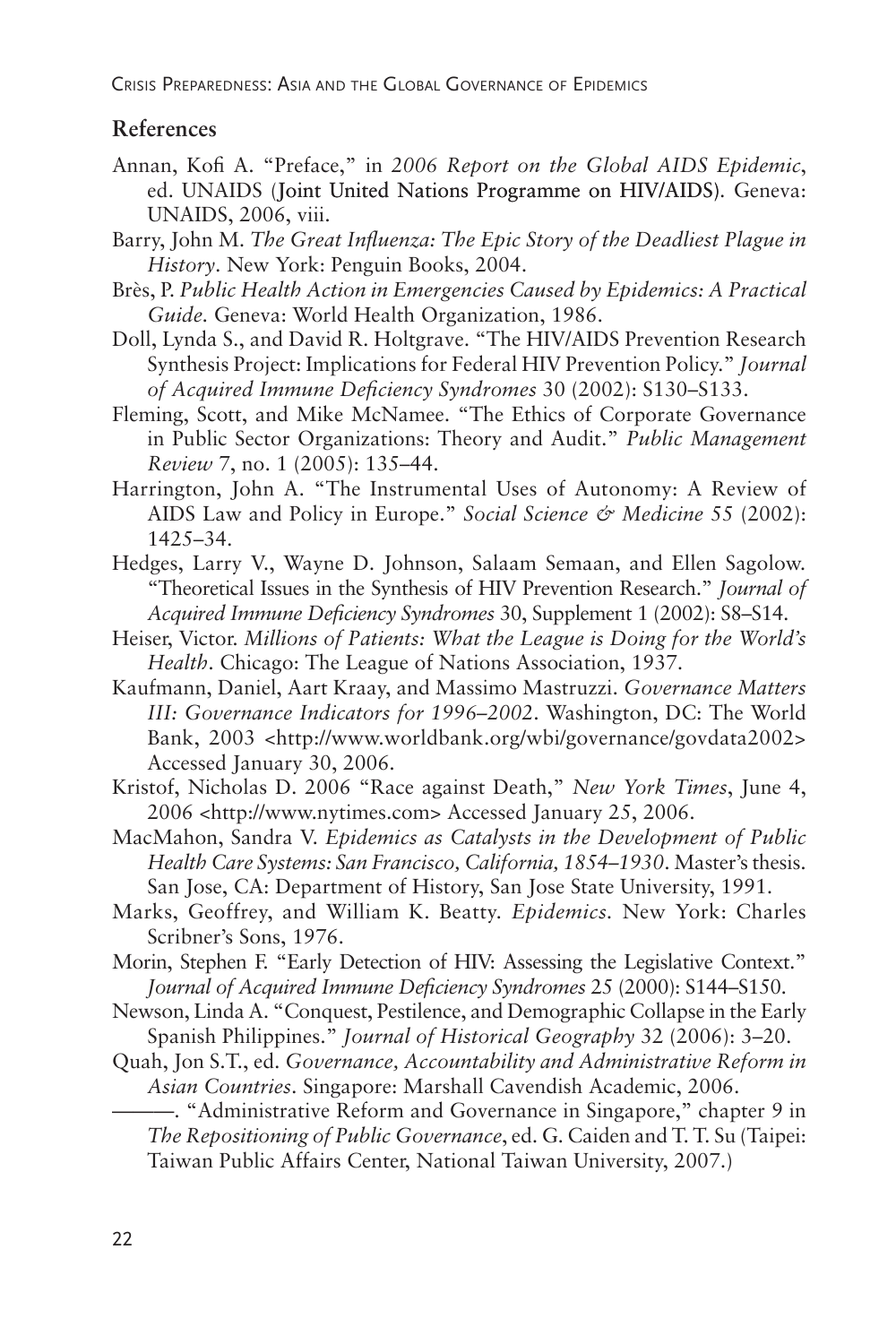## References

Annan, Kofi A. "Preface," in *2006 Report on the Global AIDS Epidemic*, ed. UNAIDS (Joint United Nations Programme on HIV/AIDS). Geneva: UNAIDS, 2006, viii.

Barry, John M. *The Great Influenza: The Epic Story of the Deadliest Plague in History*. New York: Penguin Books, 2004.

Brès, P. *Public Health Action in Emergencies Caused by Epidemics: A Practical Guide*. Geneva: World Health Organization, 1986.

Doll, Lynda S., and David R. Holtgrave. "The HIV/AIDS Prevention Research Synthesis Project: Implications for Federal HIV Prevention Policy." *Journal of Acquired Immune Deficiency Syndromes* 30 (2002): S130–S133.

Fleming, Scott, and Mike McNamee. "The Ethics of Corporate Governance in Public Sector Organizations: Theory and Audit." *Public Management Review* 7, no. 1 (2005): 135–44.

Harrington, John A. "The Instrumental Uses of Autonomy: A Review of AIDS Law and Policy in Europe." *Social Science & Medicine* 55 (2002): 1425–34.

Hedges, Larry V., Wayne D. Johnson, Salaam Semaan, and Ellen Sagolow. "Theoretical Issues in the Synthesis of HIV Prevention Research." *Journal of Acquired Immune Deficiency Syndromes* 30, Supplement 1 (2002): S8–S14.

Heiser, Victor. *Millions of Patients: What the League is Doing for the World's Health*. Chicago: The League of Nations Association, 1937.

Kaufmann, Daniel, Aart Kraay, and Massimo Mastruzzi. *Governance Matters III: Governance Indicators for 1996–2002*. Washington, DC: The World Bank, 2003 <http://www.worldbank.org/wbi/governance/govdata2002> Accessed January 30, 2006.

Kristof, Nicholas D. 2006 "Race against Death," *New York Times*, June 4, 2006 <http://www.nytimes.com> Accessed January 25, 2006.

MacMahon, Sandra V. *Epidemics as Catalysts in the Development of Public Health Care Systems: San Francisco, California, 1854–1930*. Master's thesis. San Jose, CA: Department of History, San Jose State University, 1991.

Marks, Geoffrey, and William K. Beatty. *Epidemics*. New York: Charles Scribner's Sons, 1976.

Morin, Stephen F. "Early Detection of HIV: Assessing the Legislative Context." *Journal of Acquired Immune Deficiency Syndromes* 25 (2000): S144–S150.

Newson, Linda A. "Conquest, Pestilence, and Demographic Collapse in the Early Spanish Philippines." *Journal of Historical Geography* 32 (2006): 3–20.

Quah, Jon S.T., ed. *Governance, Accountability and Administrative Reform in Asian Countries*. Singapore: Marshall Cavendish Academic, 2006.

———. "Administrative Reform and Governance in Singapore," chapter 9 in *The Repositioning of Public Governance*, ed. G. Caiden and T. T. Su (Taipei: Taiwan Public Affairs Center, National Taiwan University, 2007.)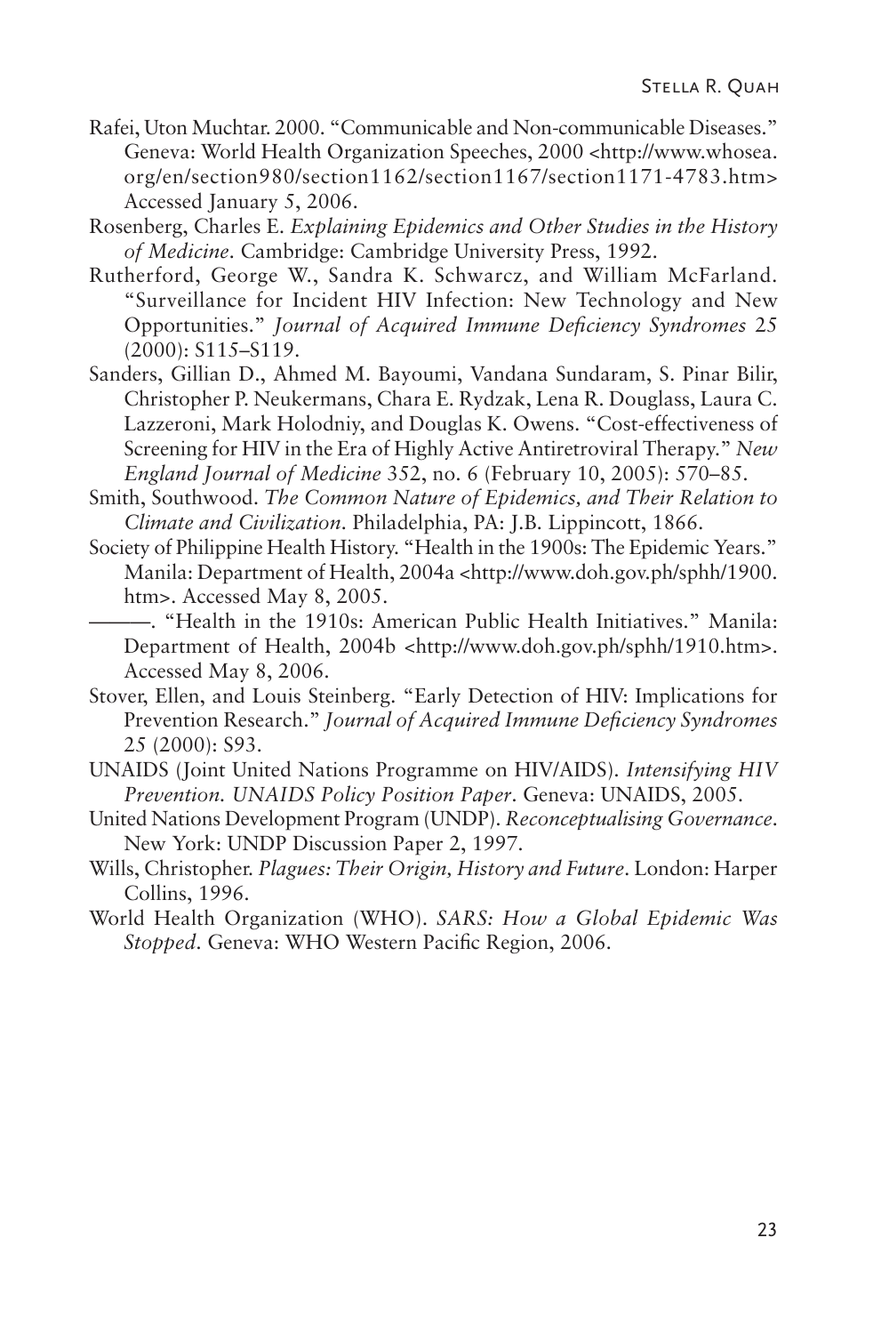Rafei, Uton Muchtar. 2000. "Communicable and Non-communicable Diseases." Geneva: World Health Organization Speeches, 2000 <http://www.whosea.org/en/section980/section1162/section1167/section1171-4783.htm> Accessed January 5, 2006.

Rosenberg, Charles E. *Explaining Epidemics and Other Studies in the History of Medicine*. Cambridge: Cambridge University Press, 1992.

Rutherford, George W., Sandra K. Schwarcz, and William McFarland. "Surveillance for Incident HIV Infection: New Technology and New Opportunities." *Journal of Acquired Immune Deficiency Syndromes* 25 (2000): S115–S119.

Sanders, Gillian D., Ahmed M. Bayoumi, Vandana Sundaram, S. Pinar Bilir, Christopher P. Neukermans, Chara E. Rydzak, Lena R. Douglass, Laura C. Lazzeroni, Mark Holodniy, and Douglas K. Owens. "Cost-effectiveness of Screening for HIV in the Era of Highly Active Antiretroviral Therapy." *New England Journal of Medicine* 352, no. 6 (February 10, 2005): 570–85.

Smith, Southwood. *The Common Nature of Epidemics, and Their Relation to Climate and Civilization*. Philadelphia, PA: J.B. Lippincott, 1866.

Society of Philippine Health History. "Health in the 1900s: The Epidemic Years." Manila: Department of Health, 2004a <http://www.doh.gov.ph/sphh/1900.htm>. Accessed May 8, 2005.

———. "Health in the 1910s: American Public Health Initiatives." Manila: Department of Health, 2004b <http://www.doh.gov.ph/sphh/1910.htm>. Accessed May 8, 2006.

Stover, Ellen, and Louis Steinberg. "Early Detection of HIV: Implications for Prevention Research." *Journal of Acquired Immune Deficiency Syndromes* 25 (2000): S93.

UNAIDS (Joint United Nations Programme on HIV/AIDS). *Intensifying HIV Prevention. UNAIDS Policy Position Paper*. Geneva: UNAIDS, 2005.

United Nations Development Program (UNDP). *Reconceptualising Governance*. New York: UNDP Discussion Paper 2, 1997.

Wills, Christopher. *Plagues: Their Origin, History and Future*. London: Harper Collins, 1996.

World Health Organization (WHO). *SARS: How a Global Epidemic Was Stopped*. Geneva: WHO Western Pacific Region, 2006.